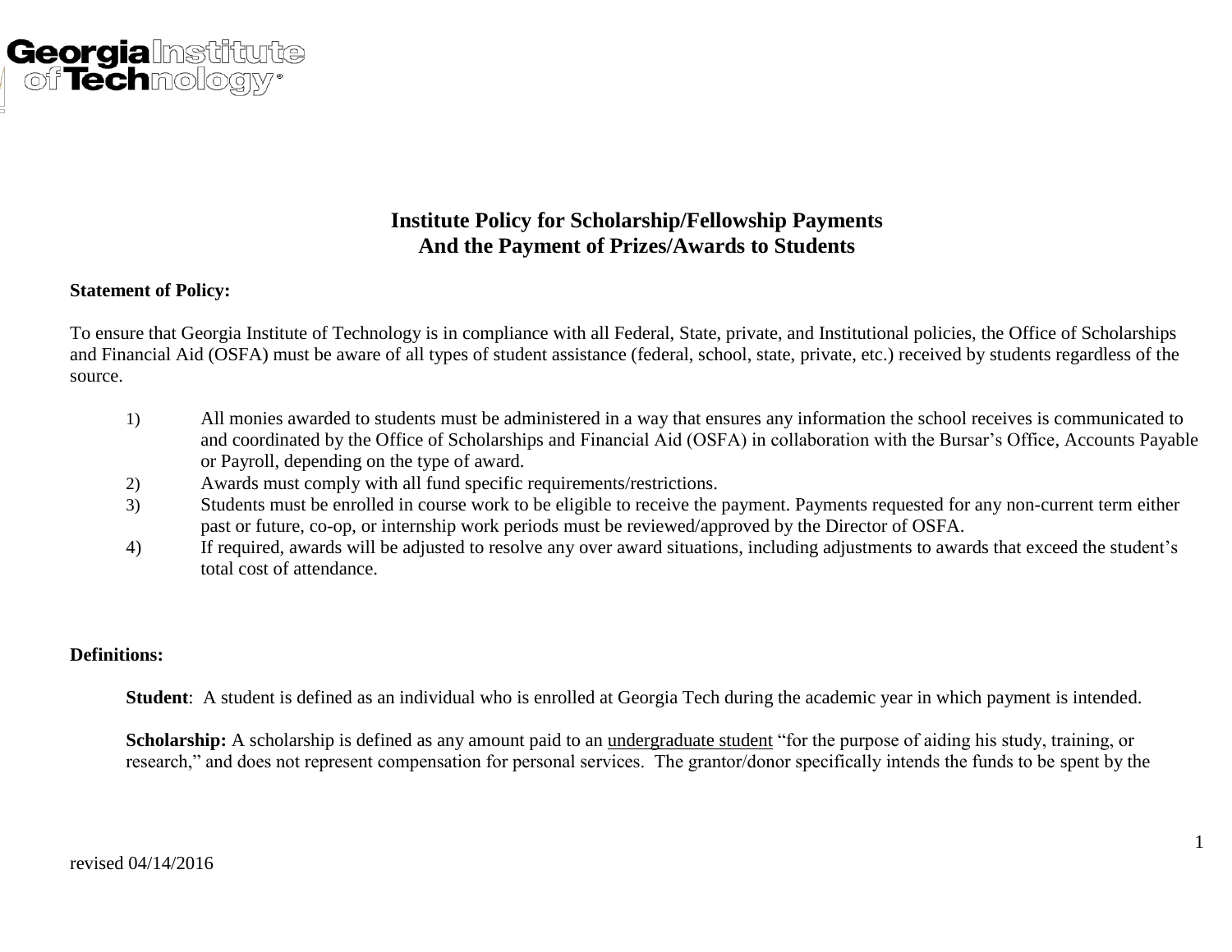# Institute Policy for Scholarship/Fellowship Payments And the Payment of Prizes/Awards to Students

**Statement of Policy:**

To ensure that Georgia Institute of Technology is in compliance with all Federal, State, private, and Institutional policies, the Office of Scholarships and Financial Aid (OSFA) must be aware of all types of student assistance (federal, school, state, private, etc.) received by students regardless of the source.

1) All monies awarded to students must be administered in a way that ensures any information the school receives is communicated to and coordinated by the Office of Scholarships and Financial Aid (OSFA) in collaboration with the Bursar's Office, Accounts Payable or Payroll, depending on the type of award.
2) Awards must comply with all fund specific requirements/restrictions.
3) Students must be enrolled in course work to be eligible to receive the payment. Payments requested for any non-current term either past or future, co-op, or internship work periods must be reviewed/approved by the Director of OSFA.
4) If required, awards will be adjusted to resolve any over award situations, including adjustments to awards that exceed the student's total cost of attendance.

**Definitions:**

**Student**: A student is defined as an individual who is enrolled at Georgia Tech during the academic year in which payment is intended.

**Scholarship:** A scholarship is defined as any amount paid to an undergraduate student "for the purpose of aiding his study, training, or research," and does not represent compensation for personal services. The grantor/donor specifically intends the funds to be spent by the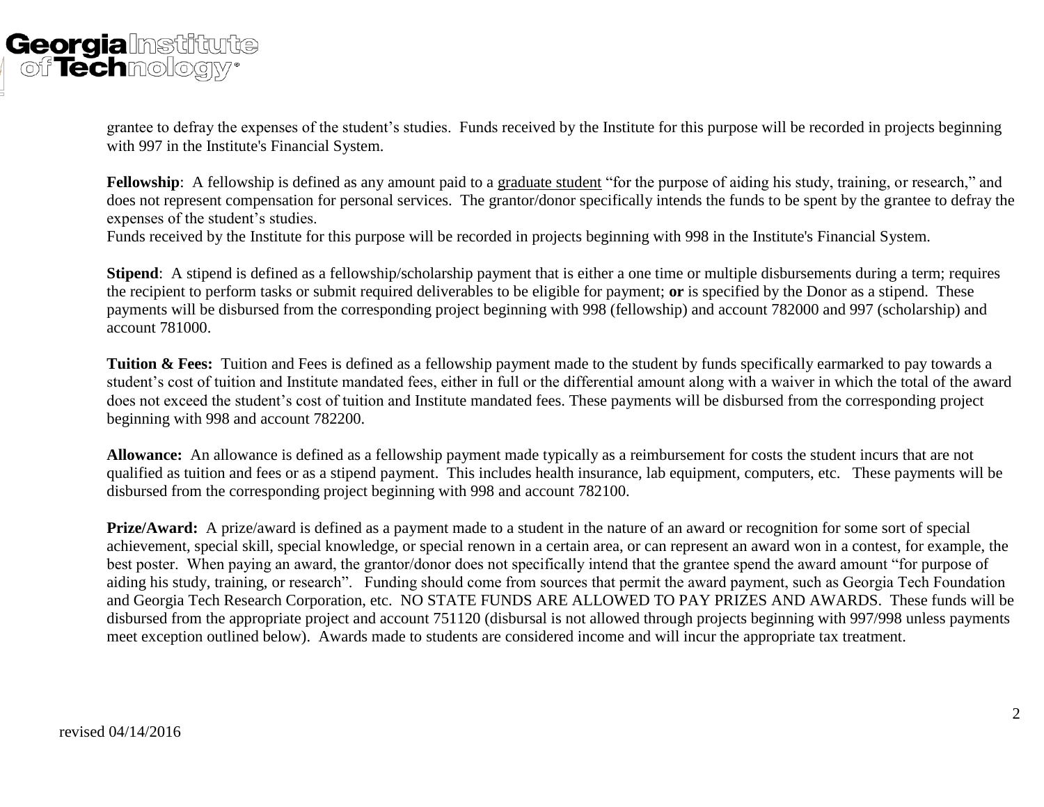grantee to defray the expenses of the student's studies. Funds received by the Institute for this purpose will be recorded in projects beginning with 997 in the Institute's Financial System.

**Fellowship**: A fellowship is defined as any amount paid to a graduate student "for the purpose of aiding his study, training, or research," and does not represent compensation for personal services. The grantor/donor specifically intends the funds to be spent by the grantee to defray the expenses of the student's studies.
Funds received by the Institute for this purpose will be recorded in projects beginning with 998 in the Institute's Financial System.

**Stipend**: A stipend is defined as a fellowship/scholarship payment that is either a one time or multiple disbursements during a term; requires the recipient to perform tasks or submit required deliverables to be eligible for payment; **or** is specified by the Donor as a stipend. These payments will be disbursed from the corresponding project beginning with 998 (fellowship) and account 782000 and 997 (scholarship) and account 781000.

**Tuition & Fees:** Tuition and Fees is defined as a fellowship payment made to the student by funds specifically earmarked to pay towards a student's cost of tuition and Institute mandated fees, either in full or the differential amount along with a waiver in which the total of the award does not exceed the student's cost of tuition and Institute mandated fees. These payments will be disbursed from the corresponding project beginning with 998 and account 782200.

**Allowance:** An allowance is defined as a fellowship payment made typically as a reimbursement for costs the student incurs that are not qualified as tuition and fees or as a stipend payment. This includes health insurance, lab equipment, computers, etc. These payments will be disbursed from the corresponding project beginning with 998 and account 782100.

**Prize/Award:** A prize/award is defined as a payment made to a student in the nature of an award or recognition for some sort of special achievement, special skill, special knowledge, or special renown in a certain area, or can represent an award won in a contest, for example, the best poster. When paying an award, the grantor/donor does not specifically intend that the grantee spend the award amount "for purpose of aiding his study, training, or research". Funding should come from sources that permit the award payment, such as Georgia Tech Foundation and Georgia Tech Research Corporation, etc. NO STATE FUNDS ARE ALLOWED TO PAY PRIZES AND AWARDS. These funds will be disbursed from the appropriate project and account 751120 (disbursal is not allowed through projects beginning with 997/998 unless payments meet exception outlined below). Awards made to students are considered income and will incur the appropriate tax treatment.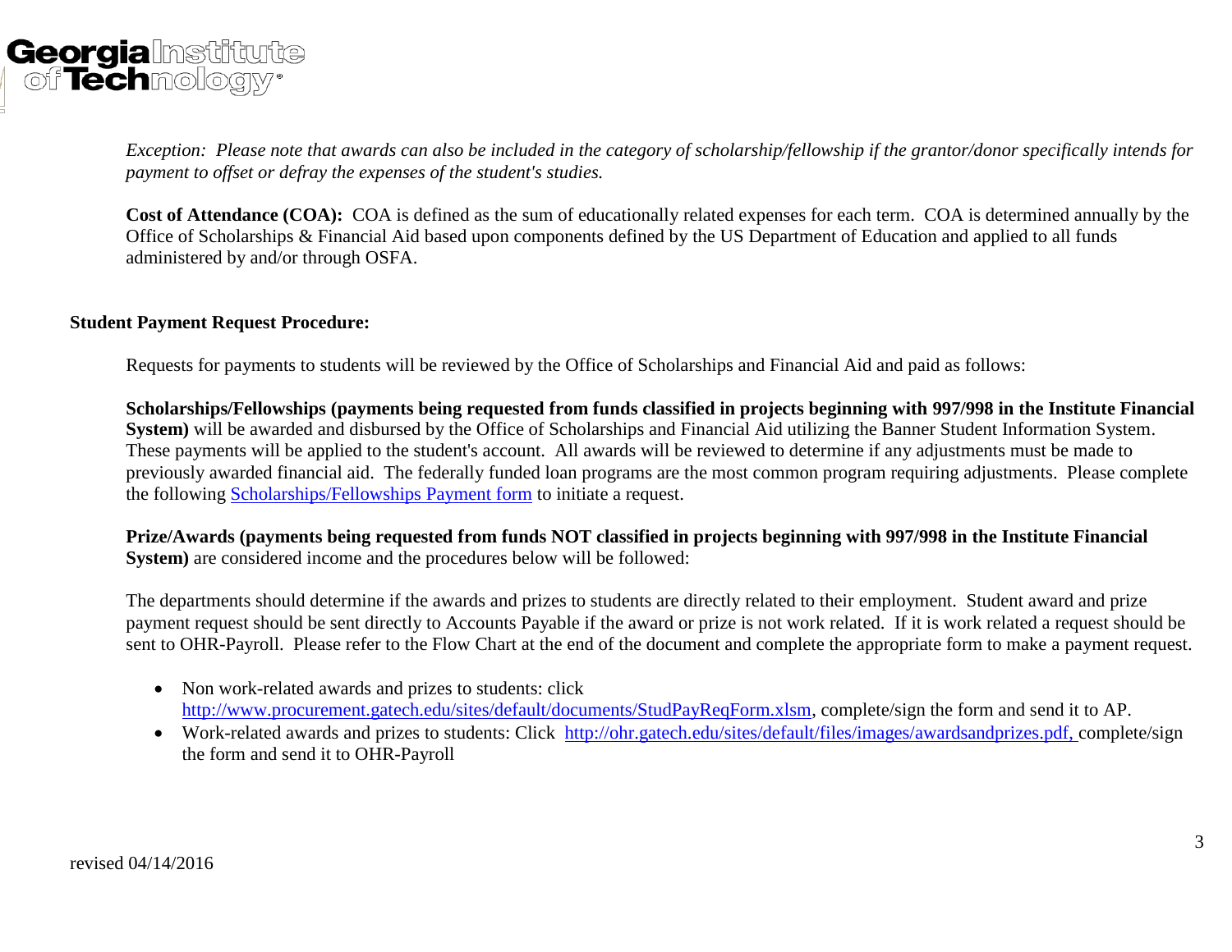*Exception: Please note that awards can also be included in the category of scholarship/fellowship if the grantor/donor specifically intends for payment to offset or defray the expenses of the student's studies.*

**Cost of Attendance (COA):** COA is defined as the sum of educationally related expenses for each term. COA is determined annually by the Office of Scholarships & Financial Aid based upon components defined by the US Department of Education and applied to all funds administered by and/or through OSFA.

**Student Payment Request Procedure:**

Requests for payments to students will be reviewed by the Office of Scholarships and Financial Aid and paid as follows:

**Scholarships/Fellowships (payments being requested from funds classified in projects beginning with 997/998 in the Institute Financial System)** will be awarded and disbursed by the Office of Scholarships and Financial Aid utilizing the Banner Student Information System. These payments will be applied to the student's account. All awards will be reviewed to determine if any adjustments must be made to previously awarded financial aid. The federally funded loan programs are the most common program requiring adjustments. Please complete the following Scholarships/Fellowships Payment form to initiate a request.

**Prize/Awards (payments being requested from funds NOT classified in projects beginning with 997/998 in the Institute Financial System)** are considered income and the procedures below will be followed:

The departments should determine if the awards and prizes to students are directly related to their employment. Student award and prize payment request should be sent directly to Accounts Payable if the award or prize is not work related. If it is work related a request should be sent to OHR-Payroll. Please refer to the Flow Chart at the end of the document and complete the appropriate form to make a payment request.

- Non work-related awards and prizes to students: click http://www.procurement.gatech.edu/sites/default/documents/StudPayReqForm.xlsm, complete/sign the form and send it to AP.
- Work-related awards and prizes to students: Click http://ohr.gatech.edu/sites/default/files/images/awardsandprizes.pdf, complete/sign the form and send it to OHR-Payroll

revised 04/14/2016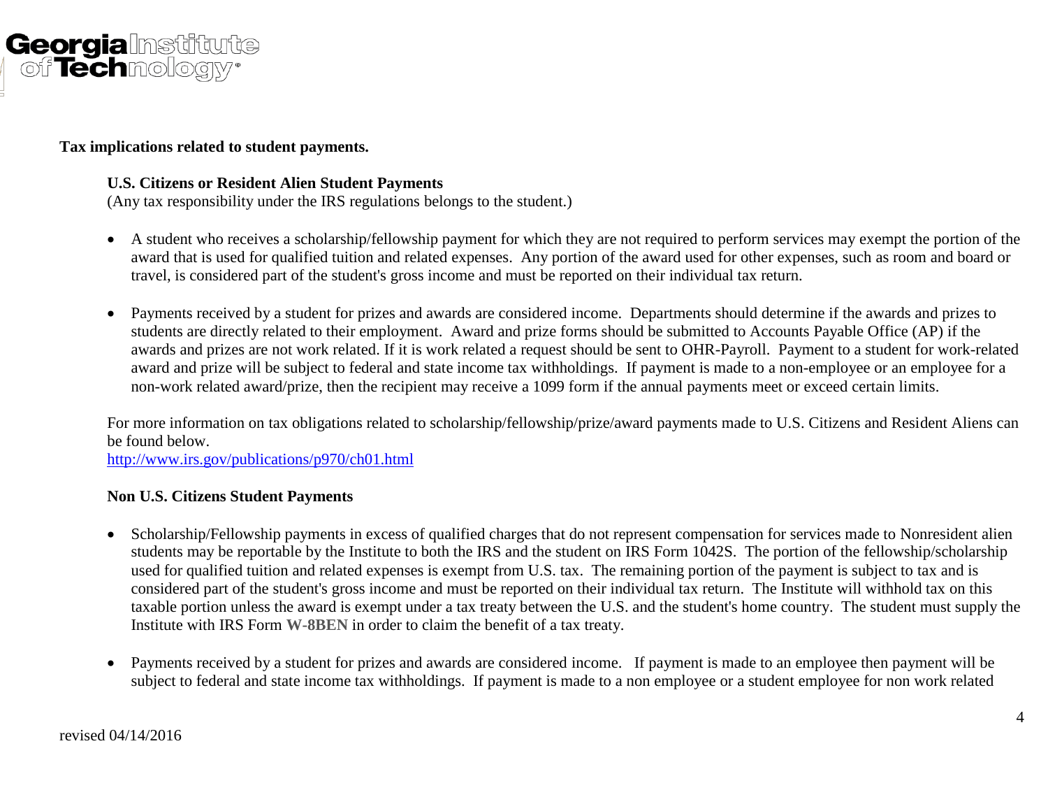**Tax implications related to student payments.**

**U.S. Citizens or Resident Alien Student Payments**
(Any tax responsibility under the IRS regulations belongs to the student.)

- A student who receives a scholarship/fellowship payment for which they are not required to perform services may exempt the portion of the award that is used for qualified tuition and related expenses. Any portion of the award used for other expenses, such as room and board or travel, is considered part of the student's gross income and must be reported on their individual tax return.

- Payments received by a student for prizes and awards are considered income. Departments should determine if the awards and prizes to students are directly related to their employment. Award and prize forms should be submitted to Accounts Payable Office (AP) if the awards and prizes are not work related. If it is work related a request should be sent to OHR-Payroll. Payment to a student for work-related award and prize will be subject to federal and state income tax withholdings. If payment is made to a non-employee or an employee for a non-work related award/prize, then the recipient may receive a 1099 form if the annual payments meet or exceed certain limits.

For more information on tax obligations related to scholarship/fellowship/prize/award payments made to U.S. Citizens and Resident Aliens can be found below.
http://www.irs.gov/publications/p970/ch01.html

**Non U.S. Citizens Student Payments**

- Scholarship/Fellowship payments in excess of qualified charges that do not represent compensation for services made to Nonresident alien students may be reportable by the Institute to both the IRS and the student on IRS Form 1042S. The portion of the fellowship/scholarship used for qualified tuition and related expenses is exempt from U.S. tax. The remaining portion of the payment is subject to tax and is considered part of the student's gross income and must be reported on their individual tax return. The Institute will withhold tax on this taxable portion unless the award is exempt under a tax treaty between the U.S. and the student's home country. The student must supply the Institute with IRS Form **W-8BEN** in order to claim the benefit of a tax treaty.

- Payments received by a student for prizes and awards are considered income. If payment is made to an employee then payment will be subject to federal and state income tax withholdings. If payment is made to a non employee or a student employee for non work related

revised 04/14/2016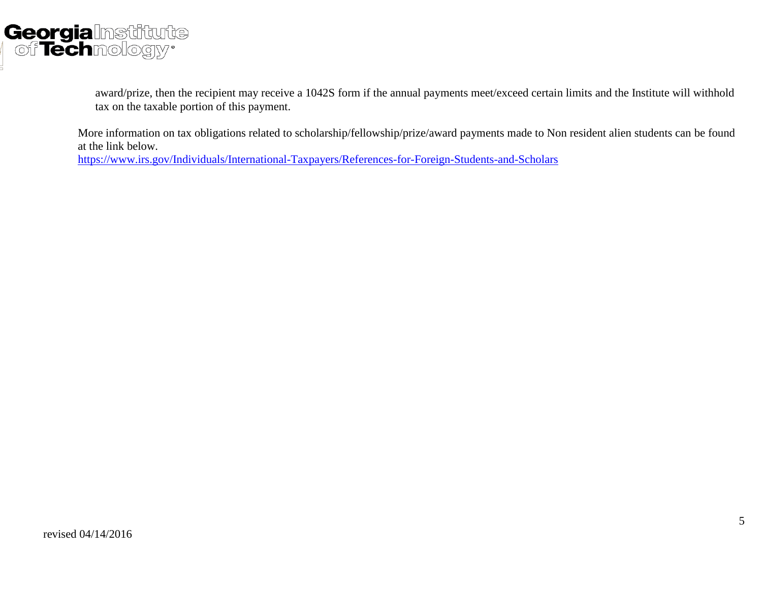award/prize, then the recipient may receive a 1042S form if the annual payments meet/exceed certain limits and the Institute will withhold tax on the taxable portion of this payment.

More information on tax obligations related to scholarship/fellowship/prize/award payments made to Non resident alien students can be found at the link below.
[https://www.irs.gov/Individuals/International-Taxpayers/References-for-Foreign-Students-and-Scholars](https://www.irs.gov/Individuals/International-Taxpayers/References-for-Foreign-Students-and-Scholars)

revised 04/14/2016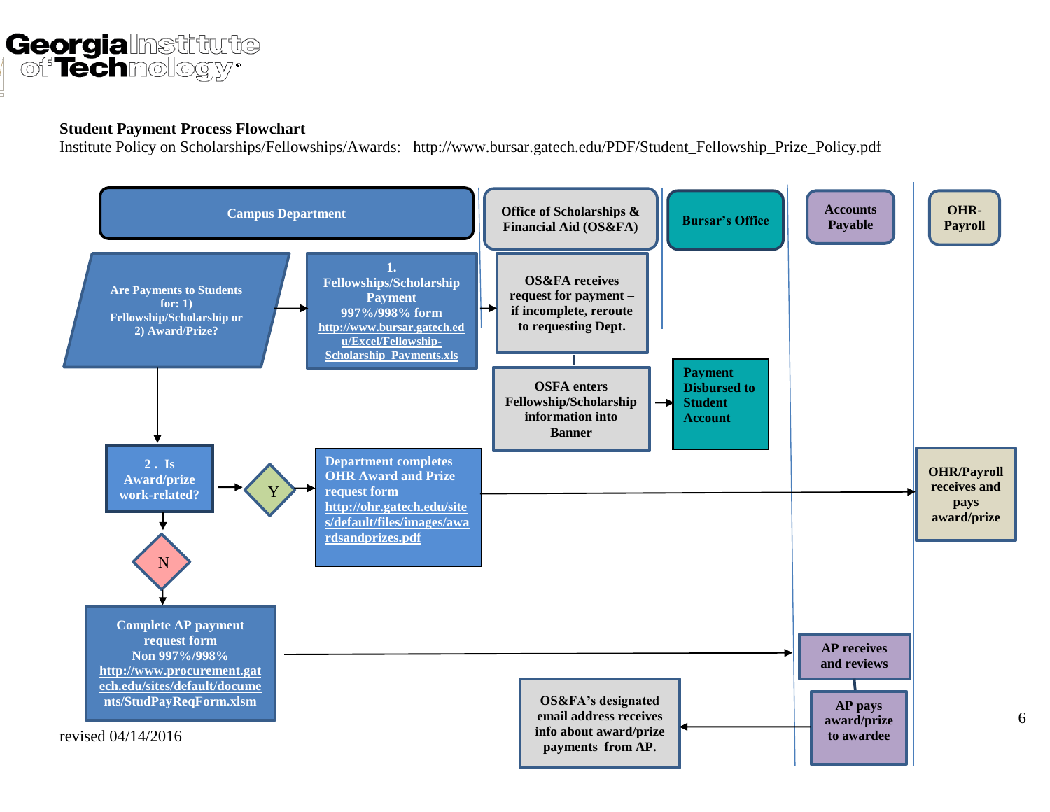**Student Payment Process Flowchart**

Institute Policy on Scholarships/Fellowships/Awards: http://www.bursar.gatech.edu/PDF/Student_Fellowship_Prize_Policy.pdf

Campus Department

Office of Scholarships & Financial Aid (OS&FA)

Bursar's Office

Accounts Payable

OHR-Payroll

Are Payments to Students for: 1) Fellowship/Scholarship or 2) Award/Prize?

1. Fellowships/Scholarship Payment 997%/998% form http://www.bursar.gatech.edu/Excel/Fellowship-Scholarship_Payments.xls

OS&FA receives request for payment – if incomplete, reroute to requesting Dept.

OSFA enters Fellowship/Scholarship information into Banner

Payment Disbursed to Student Account

2. Is Award/prize work-related?

Y

Department completes OHR Award and Prize request form http://ohr.gatech.edu/sites/default/files/images/awardsandprizes.pdf

OHR/Payroll receives and pays award/prize

N

Complete AP payment request form Non 997%/998% http://www.procurement.gatech.edu/sites/default/documents/StudPayReqForm.xlsm

AP receives and reviews

AP pays award/prize to awardee

OS&FA's designated email address receives info about award/prize payments from AP.

revised 04/14/2016